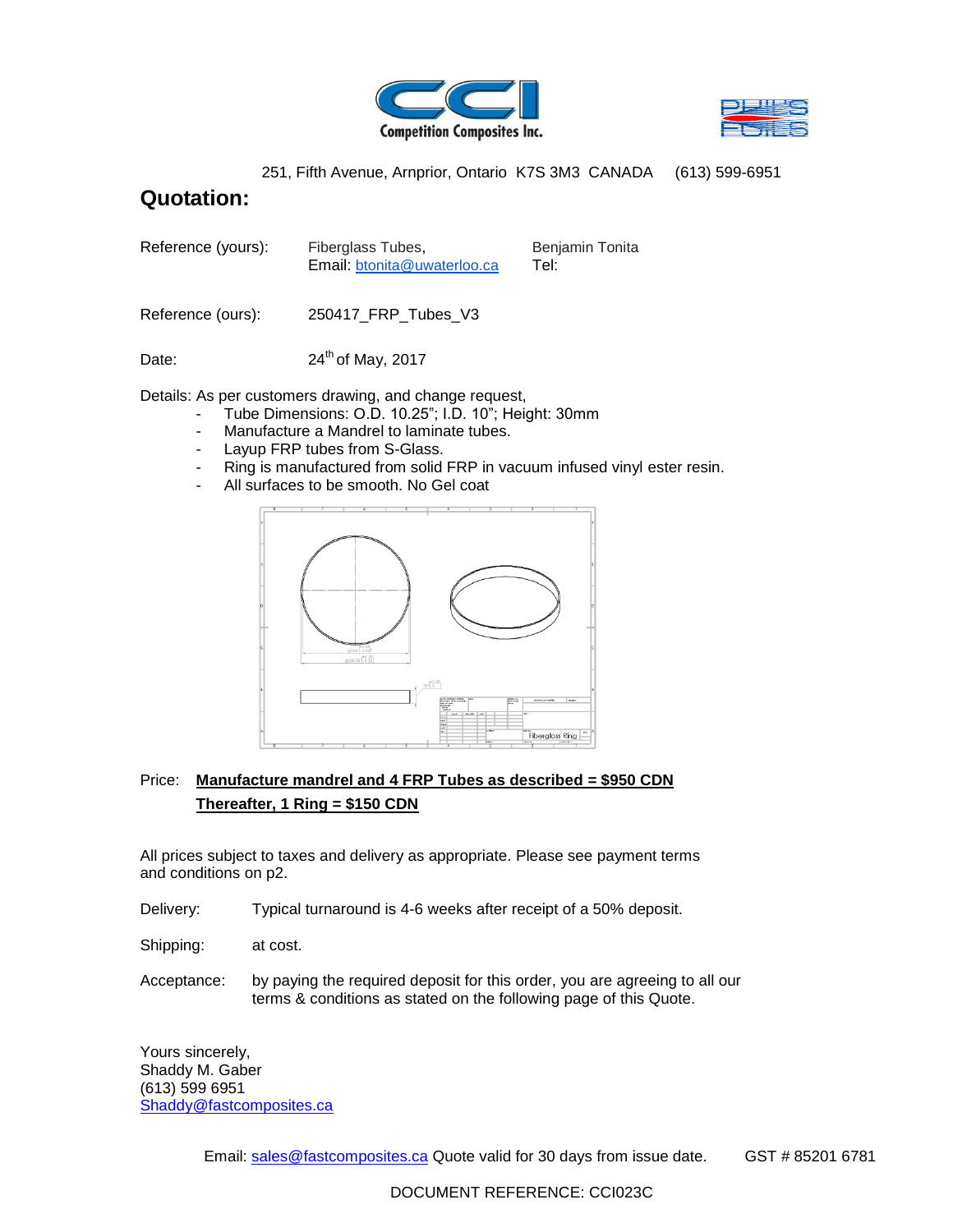Competition Composites Inc.

251, Fifth Avenue, Arnprior, Ontario K7S 3M3 CANADA (613) 599-6951

# Quotation:

Reference (yours): Fiberglass Tubes, Email: btonita@uwaterloo.ca — Benjamin Tonita, Tel:

Reference (ours): 250417_FRP_Tubes_V3

Date: 24th of May, 2017

Details: As per customers drawing, and change request,

- Tube Dimensions: O.D. 10.25"; I.D. 10"; Height: 30mm
- Manufacture a Mandrel to laminate tubes.
- Layup FRP tubes from S-Glass.
- Ring is manufactured from solid FRP in vacuum infused vinyl ester resin.
- All surfaces to be smooth. No Gel coat

Price: **Manufacture mandrel and 4 FRP Tubes as described = $950 CDN**

**Thereafter, 1 Ring = $150 CDN**

All prices subject to taxes and delivery as appropriate. Please see payment terms and conditions on p2.

Delivery: Typical turnaround is 4-6 weeks after receipt of a 50% deposit.

Shipping: at cost.

Acceptance: by paying the required deposit for this order, you are agreeing to all our terms & conditions as stated on the following page of this Quote.

Yours sincerely,
Shaddy M. Gaber
(613) 599 6951
Shaddy@fastcomposites.ca

Email: sales@fastcomposites.ca Quote valid for 30 days from issue date. GST # 85201 6781

DOCUMENT REFERENCE: CCI023C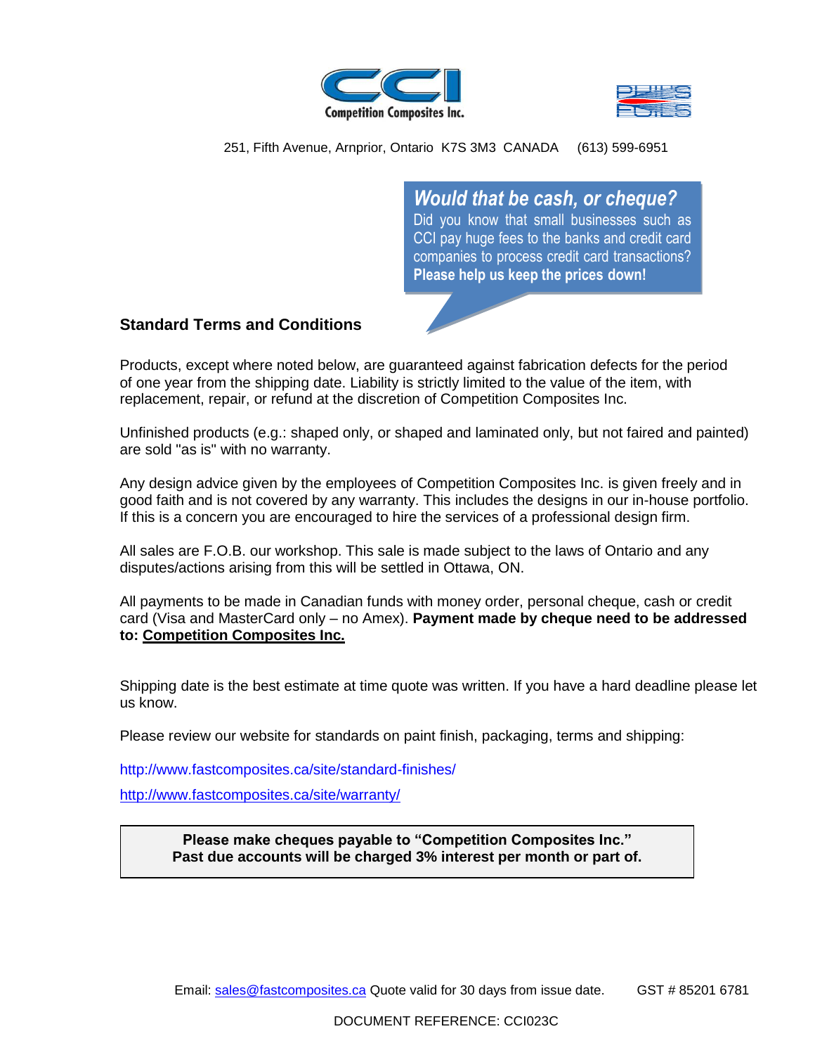Competition Composites Inc.

251, Fifth Avenue, Arnprior, Ontario K7S 3M3 CANADA (613) 599-6951

***Would that be cash, or cheque?***

Did you know that small businesses such as CCI pay huge fees to the banks and credit card companies to process credit card transactions? **Please help us keep the prices down!**

## Standard Terms and Conditions

Products, except where noted below, are guaranteed against fabrication defects for the period of one year from the shipping date. Liability is strictly limited to the value of the item, with replacement, repair, or refund at the discretion of Competition Composites Inc.

Unfinished products (e.g.: shaped only, or shaped and laminated only, but not faired and painted) are sold "as is" with no warranty.

Any design advice given by the employees of Competition Composites Inc. is given freely and in good faith and is not covered by any warranty. This includes the designs in our in-house portfolio. If this is a concern you are encouraged to hire the services of a professional design firm.

All sales are F.O.B. our workshop. This sale is made subject to the laws of Ontario and any disputes/actions arising from this will be settled in Ottawa, ON.

All payments to be made in Canadian funds with money order, personal cheque, cash or credit card (Visa and MasterCard only – no Amex). **Payment made by cheque need to be addressed to: Competition Composites Inc.**

Shipping date is the best estimate at time quote was written. If you have a hard deadline please let us know.

Please review our website for standards on paint finish, packaging, terms and shipping:

http://www.fastcomposites.ca/site/standard-finishes/

http://www.fastcomposites.ca/site/warranty/

**Please make cheques payable to "Competition Composites Inc."**
**Past due accounts will be charged 3% interest per month or part of.**

Email: sales@fastcomposites.ca Quote valid for 30 days from issue date. GST # 85201 6781

DOCUMENT REFERENCE: CCI023C